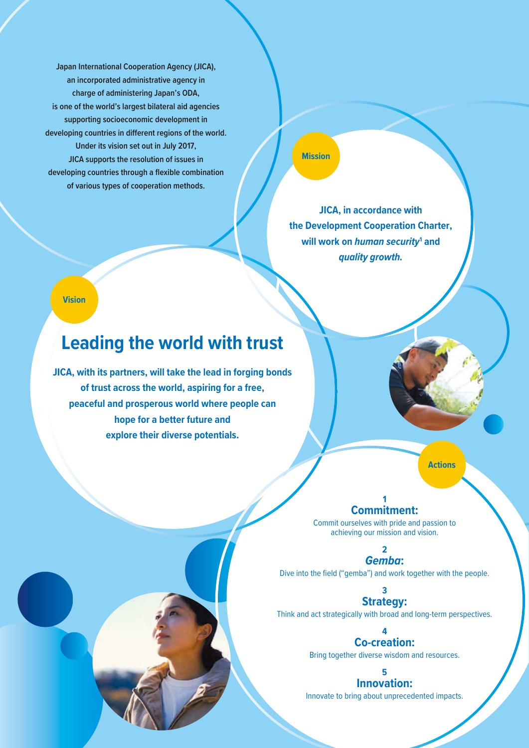Japan International Cooperation Agency (JICA), an incorporated administrative agency in charge of administering Japan's ODA, is one of the world's largest bilateral aid agencies supporting socioeconomic development in developing countries in different regions of the world. Under its vision set out in July 2017, JICA supports the resolution of issues in developing countries through a flexible combination of various types of cooperation methods.

## Mission

**JICA, in accordance with the Development Cooperation Charter, will work on *human security*[1] and *quality growth*.**

## Vision

# Leading the world with trust

**JICA, with its partners, will take the lead in forging bonds of trust across the world, aspiring for a free, peaceful and prosperous world where people can hope for a better future and explore their diverse potentials.**

## Actions

**1**
**Commitment:**
Commit ourselves with pride and passion to achieving our mission and vision.

**2**
***Gemba*:**
Dive into the field ("gemba") and work together with the people.

**3**
**Strategy:**
Think and act strategically with broad and long-term perspectives.

**4**
**Co-creation:**
Bring together diverse wisdom and resources.

**5**
**Innovation:**
Innovate to bring about unprecedented impacts.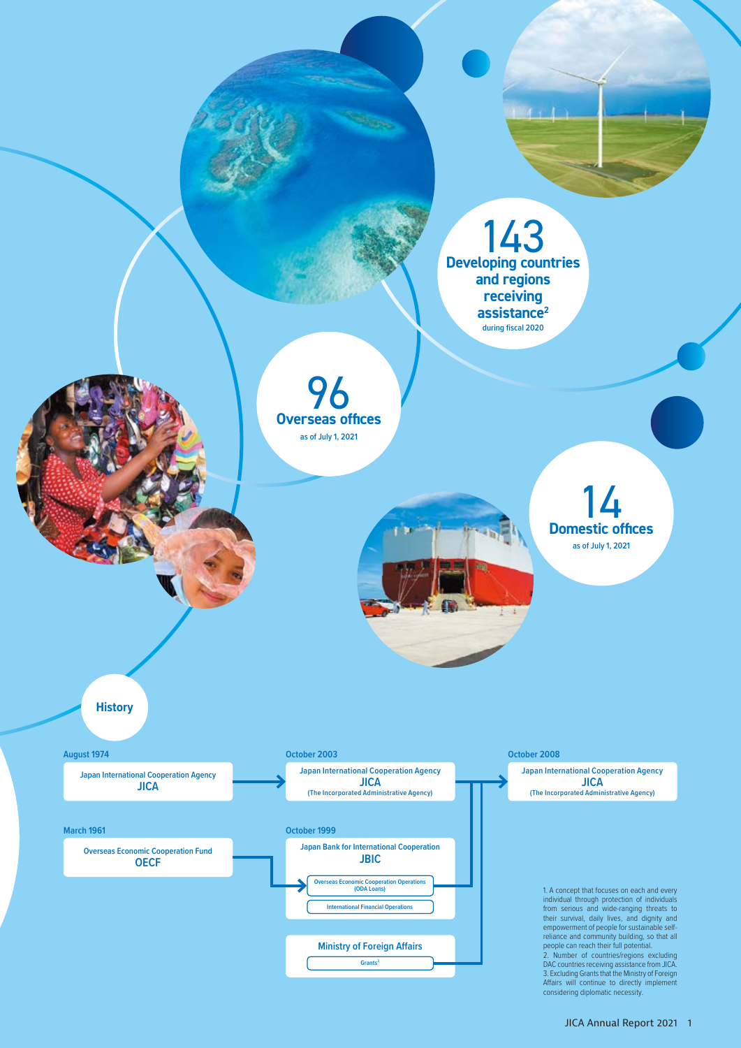**143**
**Developing countries and regions receiving assistance**[2]
during fiscal 2020

**96**
**Overseas offices**
as of July 1, 2021

**14**
**Domestic offices**
as of July 1, 2021

## History

August 1974
Japan International Cooperation Agency
**JICA**

March 1961
Overseas Economic Cooperation Fund
**OECF**

October 2003
Japan International Cooperation Agency
**JICA**
(The Incorporated Administrative Agency)

October 1999
Japan Bank for International Cooperation
**JBIC**
- Overseas Economic Cooperation Operations (ODA Loans)
- International Financial Operations

Ministry of Foreign Affairs
- Grants[3]

October 2008
Japan International Cooperation Agency
**JICA**
(The Incorporated Administrative Agency)

1. A concept that focuses on each and every individual through protection of individuals from serious and wide-ranging threats to their survival, daily lives, and dignity and empowerment of people for sustainable self-reliance and community building, so that all people can reach their full potential.
2. Number of countries/regions excluding DAC countries receiving assistance from JICA.
3. Excluding Grants that the Ministry of Foreign Affairs will continue to directly implement considering diplomatic necessity.